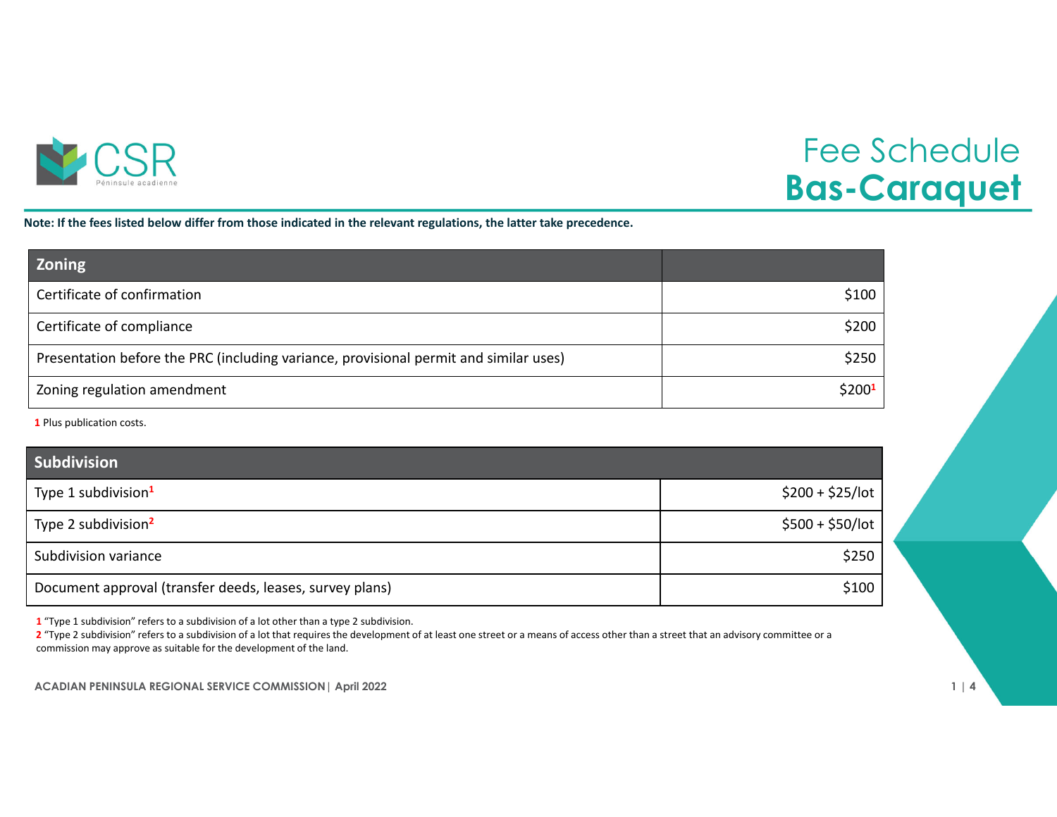# Fee Schedule
# Bas-Caraquet

**Note: If the fees listed below differ from those indicated in the relevant regulations, the latter take precedence.**

| Zoning | |
|---|---|
| Certificate of confirmation | $100 |
| Certificate of compliance | $200 |
| Presentation before the PRC (including variance, provisional permit and similar uses) | $250 |
| Zoning regulation amendment | $200[1] |

1 Plus publication costs.

| Subdivision | |
|---|---|
| Type 1 subdivision[1] | $200 + $25/lot |
| Type 2 subdivision[2] | $500 + $50/lot |
| Subdivision variance | $250 |
| Document approval (transfer deeds, leases, survey plans) | $100 |

1 "Type 1 subdivision" refers to a subdivision of a lot other than a type 2 subdivision.

2 "Type 2 subdivision" refers to a subdivision of a lot that requires the development of at least one street or a means of access other than a street that an advisory committee or a commission may approve as suitable for the development of the land.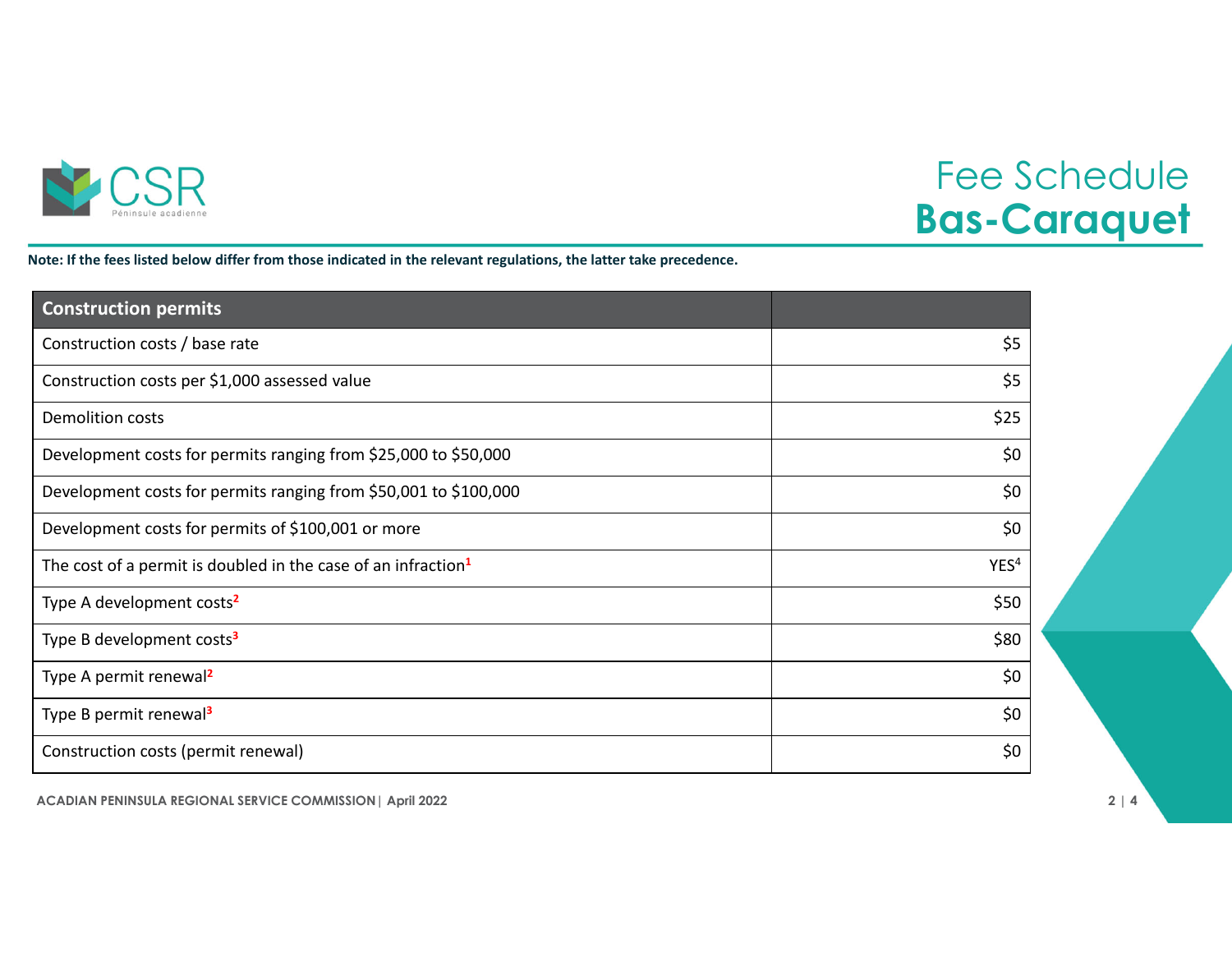# Fee Schedule
# Bas-Caraquet

**Note: If the fees listed below differ from those indicated in the relevant regulations, the latter take precedence.**

| Construction permits | |
|---|---:|
| Construction costs / base rate | $5 |
| Construction costs per $1,000 assessed value | $5 |
| Demolition costs | $25 |
| Development costs for permits ranging from $25,000 to $50,000 | $0 |
| Development costs for permits ranging from $50,001 to $100,000 | $0 |
| Development costs for permits of $100,001 or more | $0 |
| The cost of a permit is doubled in the case of an infraction[1] | YES[4] |
| Type A development costs[2] | $50 |
| Type B development costs[3] | $80 |
| Type A permit renewal[2] | $0 |
| Type B permit renewal[3] | $0 |
| Construction costs (permit renewal) | $0 |

ACADIAN PENINSULA REGIONAL SERVICE COMMISSION | April 2022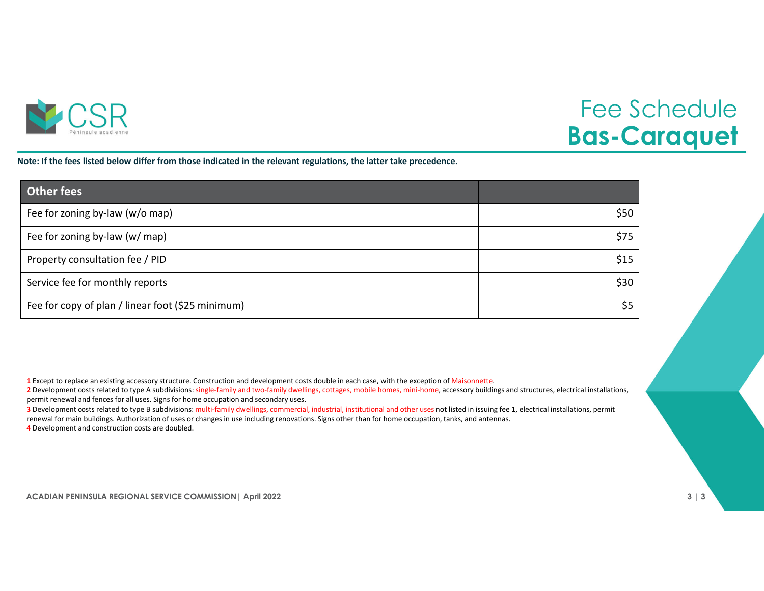# Fee Schedule
# Bas-Caraquet

**Note: If the fees listed below differ from those indicated in the relevant regulations, the latter take precedence.**

| Other fees | |
|---|---|
| Fee for zoning by-law (w/o map) | $50 |
| Fee for zoning by-law (w/ map) | $75 |
| Property consultation fee / PID | $15 |
| Service fee for monthly reports | $30 |
| Fee for copy of plan / linear foot ($25 minimum) | $5 |

**1** Except to replace an existing accessory structure. Construction and development costs double in each case, with the exception of Maisonnette.
**2** Development costs related to type A subdivisions: single-family and two-family dwellings, cottages, mobile homes, mini-home, accessory buildings and structures, electrical installations, permit renewal and fences for all uses. Signs for home occupation and secondary uses.
**3** Development costs related to type B subdivisions: multi-family dwellings, commercial, industrial, institutional and other uses not listed in issuing fee 1, electrical installations, permit renewal for main buildings. Authorization of uses or changes in use including renovations. Signs other than for home occupation, tanks, and antennas.
**4** Development and construction costs are doubled.

**ACADIAN PENINSULA REGIONAL SERVICE COMMISSION** | **April 2022**